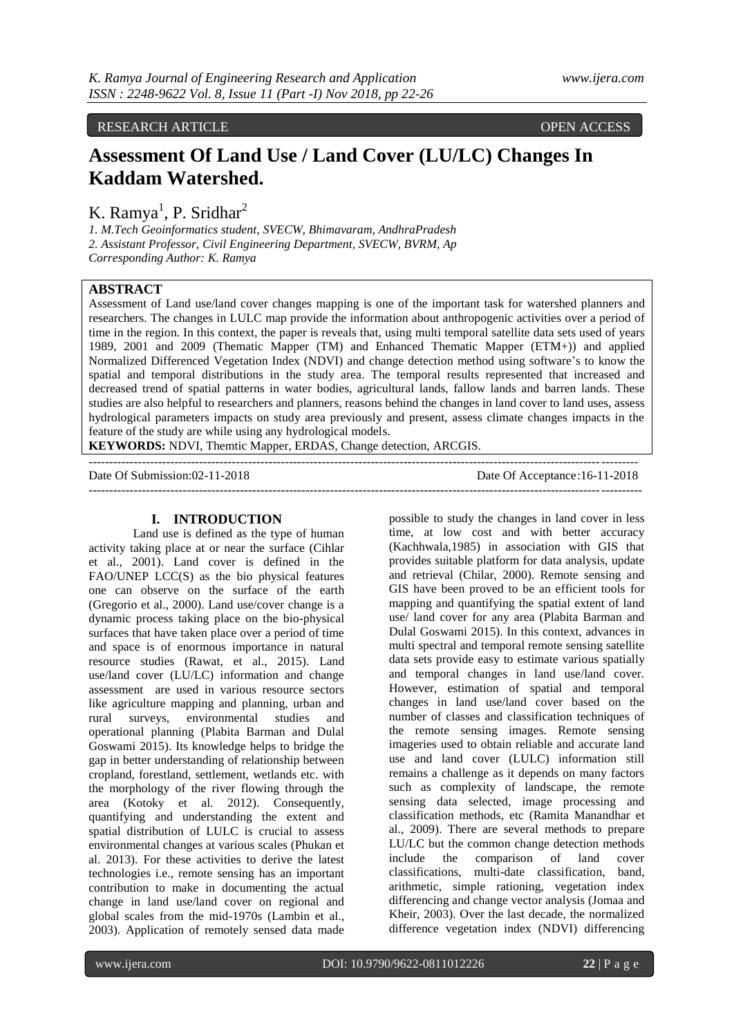RESEARCH ARTICLE OPEN ACCESS

# Assessment Of Land Use / Land Cover (LU/LC) Changes In Kaddam Watershed.

K. Ramya[1], P. Sridhar[2]

*1. M.Tech Geoinformatics student, SVECW, Bhimavaram, AndhraPradesh*
*2. Assistant Professor, Civil Engineering Department, SVECW, BVRM, Ap*
*Corresponding Author: K. Ramya*

## ABSTRACT

Assessment of Land use/land cover changes mapping is one of the important task for watershed planners and researchers. The changes in LULC map provide the information about anthropogenic activities over a period of time in the region. In this context, the paper is reveals that, using multi temporal satellite data sets used of years 1989, 2001 and 2009 (Thematic Mapper (TM) and Enhanced Thematic Mapper (ETM+)) and applied Normalized Differenced Vegetation Index (NDVI) and change detection method using software's to know the spatial and temporal distributions in the study area. The temporal results represented that increased and decreased trend of spatial patterns in water bodies, agricultural lands, fallow lands and barren lands. These studies are also helpful to researchers and planners, reasons behind the changes in land cover to land uses, assess hydrological parameters impacts on study area previously and present, assess climate changes impacts in the feature of the study are while using any hydrological models.

**KEYWORDS:** NDVI, Themtic Mapper, ERDAS, Change detection, ARCGIS.

Date Of Submission:02-11-2018 Date Of Acceptance:16-11-2018

## I. INTRODUCTION

Land use is defined as the type of human activity taking place at or near the surface (Cihlar et al., 2001). Land cover is defined in the FAO/UNEP LCC(S) as the bio physical features one can observe on the surface of the earth (Gregorio et al., 2000). Land use/cover change is a dynamic process taking place on the bio-physical surfaces that have taken place over a period of time and space is of enormous importance in natural resource studies (Rawat, et al., 2015). Land use/land cover (LU/LC) information and change assessment are used in various resource sectors like agriculture mapping and planning, urban and rural surveys, environmental studies and operational planning (Plabita Barman and Dulal Goswami 2015). Its knowledge helps to bridge the gap in better understanding of relationship between cropland, forestland, settlement, wetlands etc. with the morphology of the river flowing through the area (Kotoky et al. 2012). Consequently, quantifying and understanding the extent and spatial distribution of LULC is crucial to assess environmental changes at various scales (Phukan et al. 2013). For these activities to derive the latest technologies i.e., remote sensing has an important contribution to make in documenting the actual change in land use/land cover on regional and global scales from the mid-1970s (Lambin et al., 2003). Application of remotely sensed data made possible to study the changes in land cover in less time, at low cost and with better accuracy (Kachhwala,1985) in association with GIS that provides suitable platform for data analysis, update and retrieval (Chilar, 2000). Remote sensing and GIS have been proved to be an efficient tools for mapping and quantifying the spatial extent of land use/ land cover for any area (Plabita Barman and Dulal Goswami 2015). In this context, advances in multi spectral and temporal remote sensing satellite data sets provide easy to estimate various spatially and temporal changes in land use/land cover. However, estimation of spatial and temporal changes in land use/land cover based on the number of classes and classification techniques of the remote sensing images. Remote sensing imageries used to obtain reliable and accurate land use and land cover (LULC) information still remains a challenge as it depends on many factors such as complexity of landscape, the remote sensing data selected, image processing and classification methods, etc (Ramita Manandhar et al., 2009). There are several methods to prepare LU/LC but the common change detection methods include the comparison of land cover classifications, multi-date classification, band, arithmetic, simple rationing, vegetation index differencing and change vector analysis (Jomaa and Kheir, 2003). Over the last decade, the normalized difference vegetation index (NDVI) differencing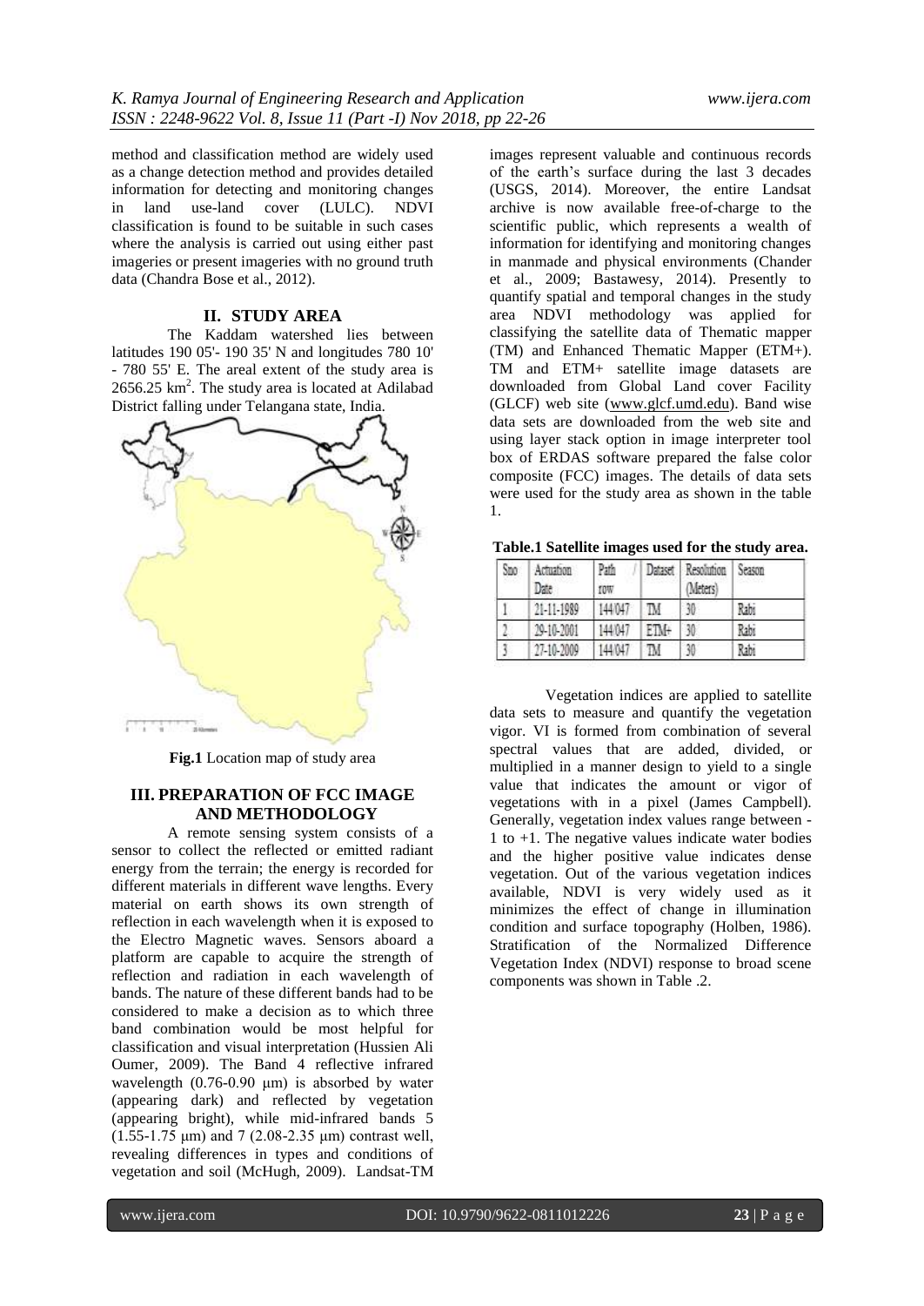method and classification method are widely used as a change detection method and provides detailed information for detecting and monitoring changes in land use-land cover (LULC). NDVI classification is found to be suitable in such cases where the analysis is carried out using either past imageries or present imageries with no ground truth data (Chandra Bose et al., 2012).

## II. STUDY AREA

The Kaddam watershed lies between latitudes 190 05'- 190 35' N and longitudes 780 10' - 780 55' E. The areal extent of the study area is 2656.25 km$^2$. The study area is located at Adilabad District falling under Telangana state, India.

**Fig.1** Location map of study area

## III. PREPARATION OF FCC IMAGE AND METHODOLOGY

A remote sensing system consists of a sensor to collect the reflected or emitted radiant energy from the terrain; the energy is recorded for different materials in different wave lengths. Every material on earth shows its own strength of reflection in each wavelength when it is exposed to the Electro Magnetic waves. Sensors aboard a platform are capable to acquire the strength of reflection and radiation in each wavelength of bands. The nature of these different bands had to be considered to make a decision as to which three band combination would be most helpful for classification and visual interpretation (Hussien Ali Oumer, 2009). The Band 4 reflective infrared wavelength (0.76-0.90 μm) is absorbed by water (appearing dark) and reflected by vegetation (appearing bright), while mid-infrared bands 5 (1.55-1.75 μm) and 7 (2.08-2.35 μm) contrast well, revealing differences in types and conditions of vegetation and soil (McHugh, 2009). Landsat-TM images represent valuable and continuous records of the earth's surface during the last 3 decades (USGS, 2014). Moreover, the entire Landsat archive is now available free-of-charge to the scientific public, which represents a wealth of information for identifying and monitoring changes in manmade and physical environments (Chander et al., 2009; Bastawesy, 2014). Presently to quantify spatial and temporal changes in the study area NDVI methodology was applied for classifying the satellite data of Thematic mapper (TM) and Enhanced Thematic Mapper (ETM+). TM and ETM+ satellite image datasets are downloaded from Global Land cover Facility (GLCF) web site (www.glcf.umd.edu). Band wise data sets are downloaded from the web site and using layer stack option in image interpreter tool box of ERDAS software prepared the false color composite (FCC) images. The details of data sets were used for the study area as shown in the table 1.

**Table.1 Satellite images used for the study area.**

| Sno | Actuation Date | Path / row | Dataset | Resolution (Meters) | Season |
|---|---|---|---|---|---|
| 1 | 21-11-1989 | 144/047 | TM | 30 | Rabi |
| 2 | 29-10-2001 | 144/047 | ETM+ | 30 | Rabi |
| 3 | 27-10-2009 | 144/047 | TM | 30 | Rabi |

Vegetation indices are applied to satellite data sets to measure and quantify the vegetation vigor. VI is formed from combination of several spectral values that are added, divided, or multiplied in a manner design to yield to a single value that indicates the amount or vigor of vegetations with in a pixel (James Campbell). Generally, vegetation index values range between -1 to +1. The negative values indicate water bodies and the higher positive value indicates dense vegetation. Out of the various vegetation indices available, NDVI is very widely used as it minimizes the effect of change in illumination condition and surface topography (Holben, 1986). Stratification of the Normalized Difference Vegetation Index (NDVI) response to broad scene components was shown in Table .2.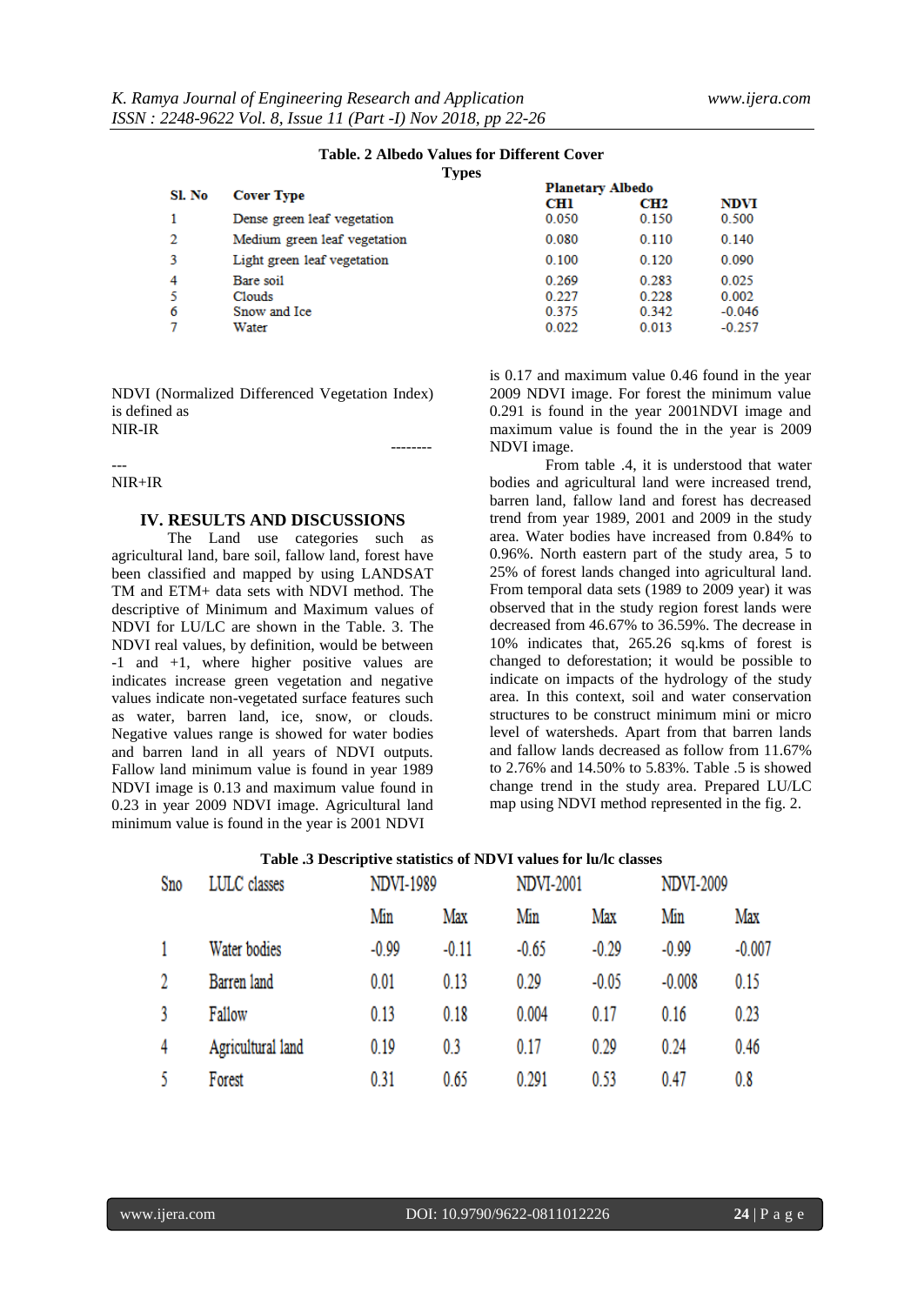**Table. 2 Albedo Values for Different Cover Types**

| Sl. No | Cover Type | Planetary Albedo | | |
|---|---|---|---|---|
| | | CH1 | CH2 | NDVI |
| 1 | Dense green leaf vegetation | 0.050 | 0.150 | 0.500 |
| 2 | Medium green leaf vegetation | 0.080 | 0.110 | 0.140 |
| 3 | Light green leaf vegetation | 0.100 | 0.120 | 0.090 |
| 4 | Bare soil | 0.269 | 0.283 | 0.025 |
| 5 | Clouds | 0.227 | 0.228 | 0.002 |
| 6 | Snow and Ice | 0.375 | 0.342 | -0.046 |
| 7 | Water | 0.022 | 0.013 | -0.257 |

NDVI (Normalized Differenced Vegetation Index) is defined as

$$NDVI = \frac{NIR-IR}{NIR+IR}$$

## IV. RESULTS AND DISCUSSIONS

The Land use categories such as agricultural land, bare soil, fallow land, forest have been classified and mapped by using LANDSAT TM and ETM+ data sets with NDVI method. The descriptive of Minimum and Maximum values of NDVI for LU/LC are shown in the Table. 3. The NDVI real values, by definition, would be between -1 and +1, where higher positive values are indicates increase green vegetation and negative values indicate non-vegetated surface features such as water, barren land, ice, snow, or clouds. Negative values range is showed for water bodies and barren land in all years of NDVI outputs. Fallow land minimum value is found in year 1989 NDVI image is 0.13 and maximum value found in 0.23 in year 2009 NDVI image. Agricultural land minimum value is found in the year is 2001 NDVI is 0.17 and maximum value 0.46 found in the year 2009 NDVI image. For forest the minimum value 0.291 is found in the year 2001NDVI image and maximum value is found the in the year is 2009 NDVI image.

From table .4, it is understood that water bodies and agricultural land were increased trend, barren land, fallow land and forest has decreased trend from year 1989, 2001 and 2009 in the study area. Water bodies have increased from 0.84% to 0.96%. North eastern part of the study area, 5 to 25% of forest lands changed into agricultural land. From temporal data sets (1989 to 2009 year) it was observed that in the study region forest lands were decreased from 46.67% to 36.59%. The decrease in 10% indicates that, 265.26 sq.kms of forest is changed to deforestation; it would be possible to indicate on impacts of the hydrology of the study area. In this context, soil and water conservation structures to be construct minimum mini or micro level of watersheds. Apart from that barren lands and fallow lands decreased as follow from 11.67% to 2.76% and 14.50% to 5.83%. Table .5 is showed change trend in the study area. Prepared LU/LC map using NDVI method represented in the fig. 2.

**Table .3 Descriptive statistics of NDVI values for lu/lc classes**

| Sno | LULC classes | NDVI-1989 | | NDVI-2001 | | NDVI-2009 | |
|---|---|---|---|---|---|---|---|
| | | Min | Max | Min | Max | Min | Max |
| 1 | Water bodies | -0.99 | -0.11 | -0.65 | -0.29 | -0.99 | -0.007 |
| 2 | Barren land | 0.01 | 0.13 | 0.29 | -0.05 | -0.008 | 0.15 |
| 3 | Fallow | 0.13 | 0.18 | 0.004 | 0.17 | 0.16 | 0.23 |
| 4 | Agricultural land | 0.19 | 0.3 | 0.17 | 0.29 | 0.24 | 0.46 |
| 5 | Forest | 0.31 | 0.65 | 0.291 | 0.53 | 0.47 | 0.8 |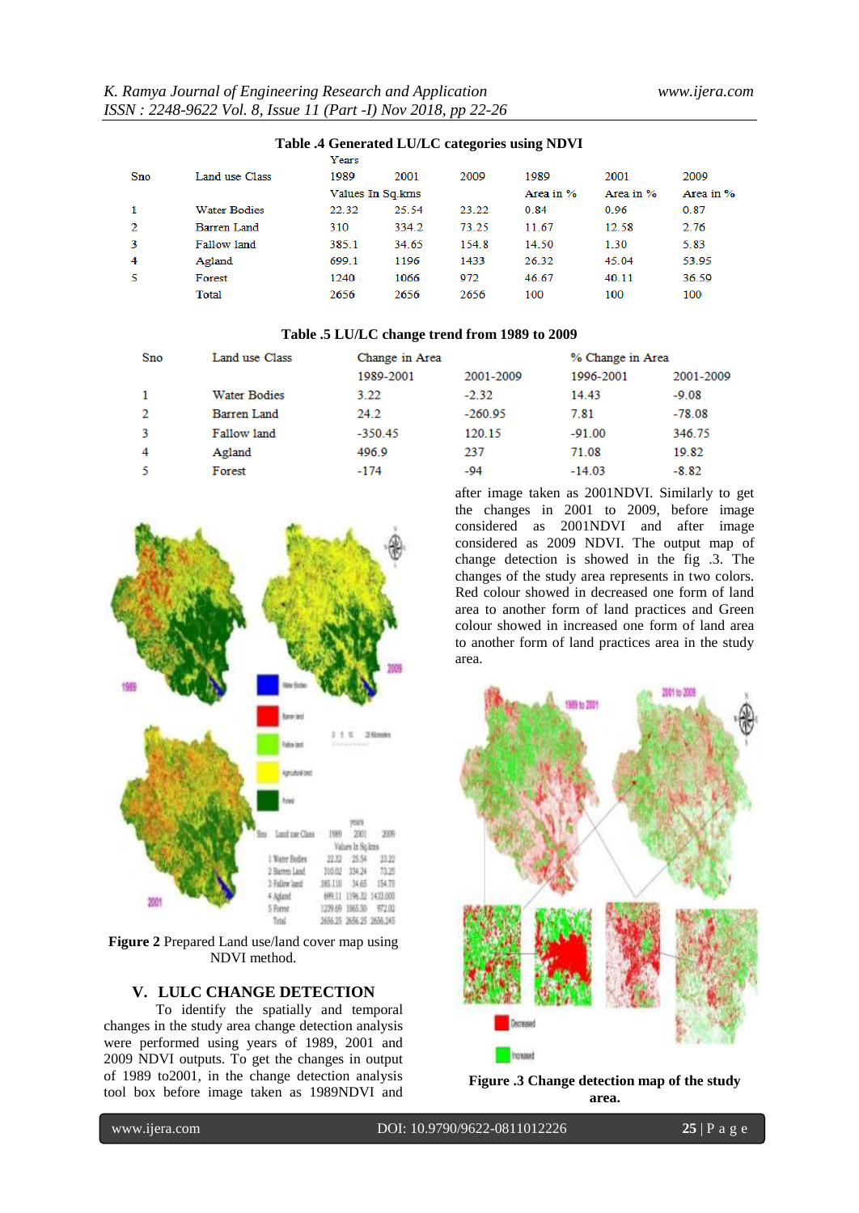**Table .4 Generated LU/LC categories using NDVI**

| Sno | Land use Class | Years | | | | | |
|---|---|---|---|---|---|---|---|
| | | 1989 | 2001 | 2009 | 1989 | 2001 | 2009 |
| | | Values In Sq.kms | | | Area in % | Area in % | Area in % |
| 1 | Water Bodies | 22.32 | 25.54 | 23.22 | 0.84 | 0.96 | 0.87 |
| 2 | Barren Land | 310 | 334.2 | 73.25 | 11.67 | 12.58 | 2.76 |
| 3 | Fallow land | 385.1 | 34.65 | 154.8 | 14.50 | 1.30 | 5.83 |
| 4 | Agland | 699.1 | 1196 | 1433 | 26.32 | 45.04 | 53.95 |
| 5 | Forest | 1240 | 1066 | 972 | 46.67 | 40.11 | 36.59 |
| | Total | 2656 | 2656 | 2656 | 100 | 100 | 100 |

**Table .5 LU/LC change trend from 1989 to 2009**

| Sno | Land use Class | Change in Area | | % Change in Area | |
|---|---|---|---|---|---|
| | | 1989-2001 | 2001-2009 | 1996-2001 | 2001-2009 |
| 1 | Water Bodies | 3.22 | -2.32 | 14.43 | -9.08 |
| 2 | Barren Land | 24.2 | -260.95 | 7.81 | -78.08 |
| 3 | Fallow land | -350.45 | 120.15 | -91.00 | 346.75 |
| 4 | Agland | 496.9 | 237 | 71.08 | 19.82 |
| 5 | Forest | -174 | -94 | -14.03 | -8.82 |

**Figure 2** Prepared Land use/land cover map using NDVI method.

## V. LULC CHANGE DETECTION

To identify the spatially and temporal changes in the study area change detection analysis were performed using years of 1989, 2001 and 2009 NDVI outputs. To get the changes in output of 1989 to2001, in the change detection analysis tool box before image taken as 1989NDVI and after image taken as 2001NDVI. Similarly to get the changes in 2001 to 2009, before image considered as 2001NDVI and after image considered as 2009 NDVI. The output map of change detection is showed in the fig .3. The changes of the study area represents in two colors. Red colour showed in decreased one form of land area to another form of land practices and Green colour showed in increased one form of land area to another form of land practices area in the study area.

**Figure .3 Change detection map of the study area.**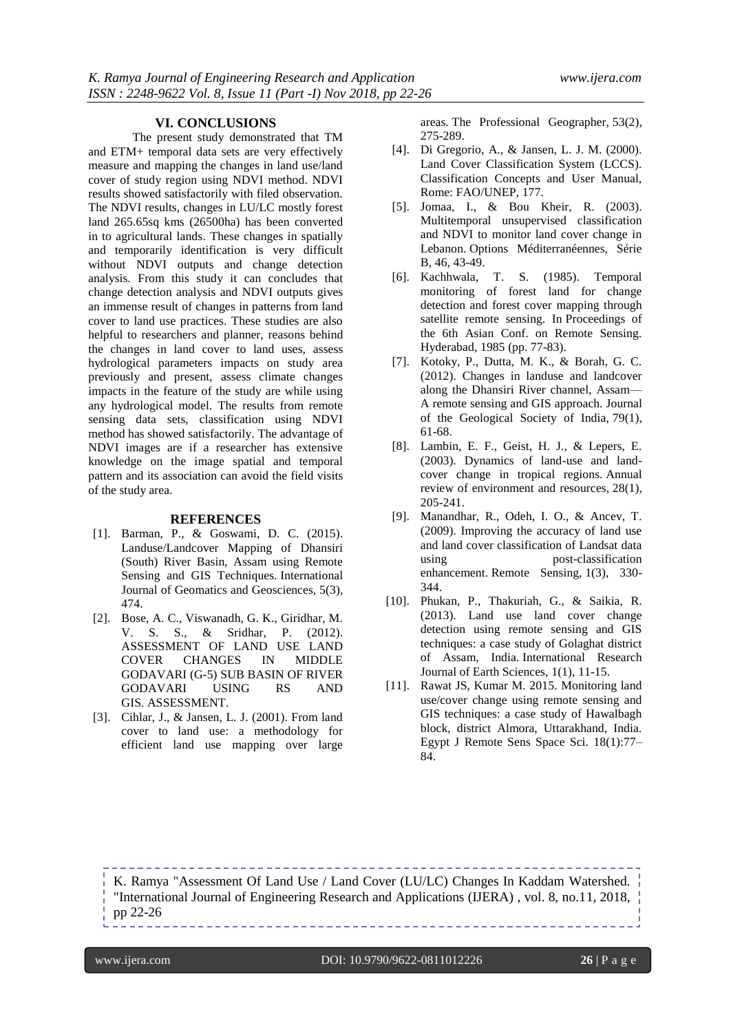## VI. CONCLUSIONS

The present study demonstrated that TM and ETM+ temporal data sets are very effectively measure and mapping the changes in land use/land cover of study region using NDVI method. NDVI results showed satisfactorily with filed observation. The NDVI results, changes in LU/LC mostly forest land 265.65sq kms (26500ha) has been converted in to agricultural lands. These changes in spatially and temporarily identification is very difficult without NDVI outputs and change detection analysis. From this study it can concludes that change detection analysis and NDVI outputs gives an immense result of changes in patterns from land cover to land use practices. These studies are also helpful to researchers and planner, reasons behind the changes in land cover to land uses, assess hydrological parameters impacts on study area previously and present, assess climate changes impacts in the feature of the study are while using any hydrological model. The results from remote sensing data sets, classification using NDVI method has showed satisfactorily. The advantage of NDVI images are if a researcher has extensive knowledge on the image spatial and temporal pattern and its association can avoid the field visits of the study area.

## REFERENCES

- [1]. Barman, P., & Goswami, D. C. (2015). Landuse/Landcover Mapping of Dhansiri (South) River Basin, Assam using Remote Sensing and GIS Techniques. International Journal of Geomatics and Geosciences, 5(3), 474.
- [2]. Bose, A. C., Viswanadh, G. K., Giridhar, M. V. S. S., & Sridhar, P. (2012). ASSESSMENT OF LAND USE LAND COVER CHANGES IN MIDDLE GODAVARI (G-5) SUB BASIN OF RIVER GODAVARI USING RS AND GIS. ASSESSMENT.
- [3]. Cihlar, J., & Jansen, L. J. (2001). From land cover to land use: a methodology for efficient land use mapping over large areas. The Professional Geographer, 53(2), 275-289.
- [4]. Di Gregorio, A., & Jansen, L. J. M. (2000). Land Cover Classification System (LCCS). Classification Concepts and User Manual, Rome: FAO/UNEP, 177.
- [5]. Jomaa, I., & Bou Kheir, R. (2003). Multitemporal unsupervised classification and NDVI to monitor land cover change in Lebanon. Options Méditerranéennes, Série B, 46, 43-49.
- [6]. Kachhwala, T. S. (1985). Temporal monitoring of forest land for change detection and forest cover mapping through satellite remote sensing. In Proceedings of the 6th Asian Conf. on Remote Sensing. Hyderabad, 1985 (pp. 77-83).
- [7]. Kotoky, P., Dutta, M. K., & Borah, G. C. (2012). Changes in landuse and landcover along the Dhansiri River channel, Assam—A remote sensing and GIS approach. Journal of the Geological Society of India, 79(1), 61-68.
- [8]. Lambin, E. F., Geist, H. J., & Lepers, E. (2003). Dynamics of land-use and land-cover change in tropical regions. Annual review of environment and resources, 28(1), 205-241.
- [9]. Manandhar, R., Odeh, I. O., & Ancev, T. (2009). Improving the accuracy of land use and land cover classification of Landsat data using post-classification enhancement. Remote Sensing, 1(3), 330-344.
- [10]. Phukan, P., Thakuriah, G., & Saikia, R. (2013). Land use land cover change detection using remote sensing and GIS techniques: a case study of Golaghat district of Assam, India. International Research Journal of Earth Sciences, 1(1), 11-15.
- [11]. Rawat JS, Kumar M. 2015. Monitoring land use/cover change using remote sensing and GIS techniques: a case study of Hawalbagh block, district Almora, Uttarakhand, India. Egypt J Remote Sens Space Sci. 18(1):77–84.

K. Ramya "Assessment Of Land Use / Land Cover (LU/LC) Changes In Kaddam Watershed. "International Journal of Engineering Research and Applications (IJERA) , vol. 8, no.11, 2018, pp 22-26